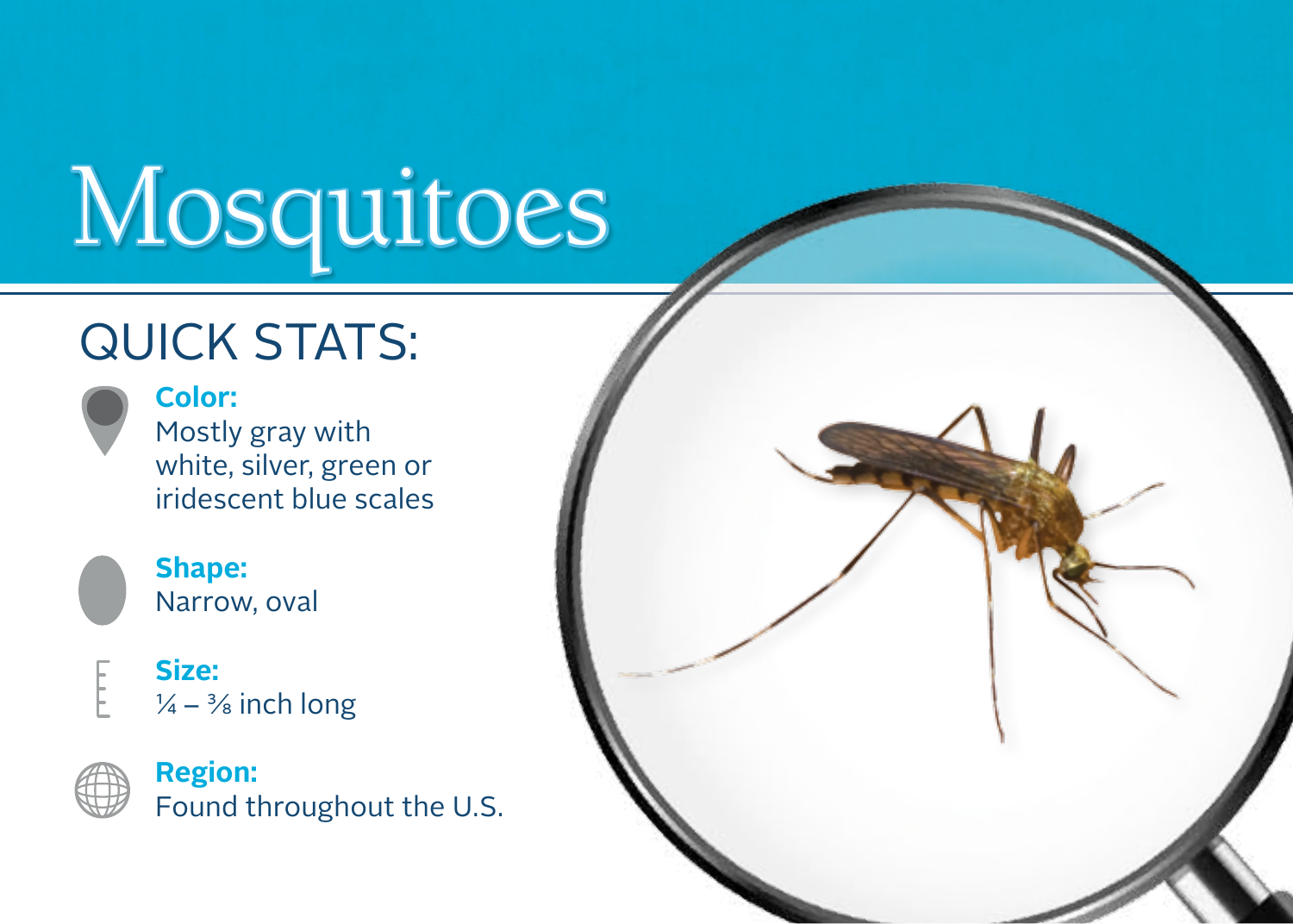# Mosquitoes

## QUICK STATS:

**Color:**
Mostly gray with white, silver, green or iridescent blue scales

**Shape:**
Narrow, oval

**Size:**
¼ – ⅜ inch long

**Region:**
Found throughout the U.S.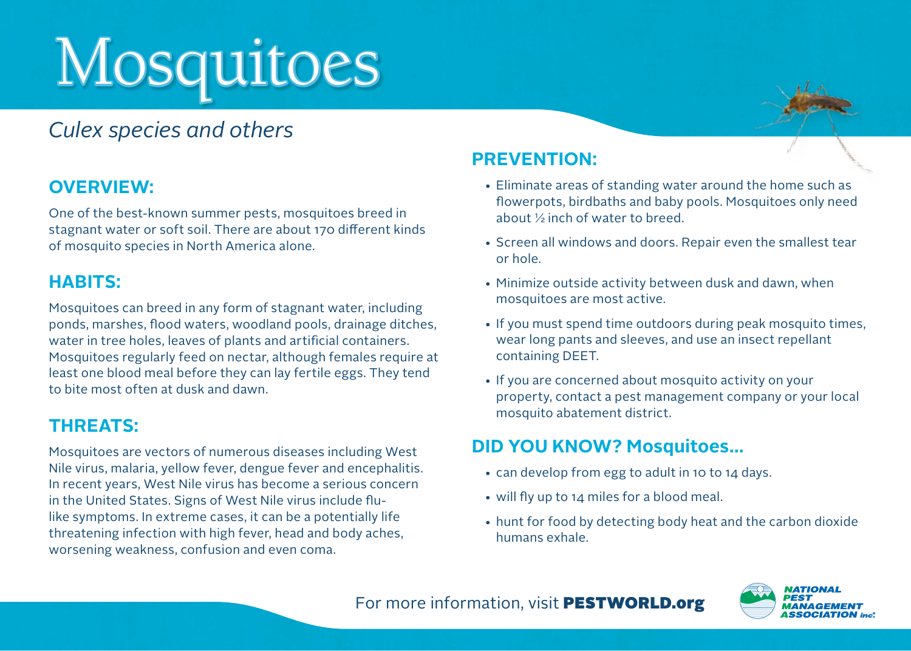# Mosquitoes

*Culex species and others*

## OVERVIEW:

One of the best-known summer pests, mosquitoes breed in stagnant water or soft soil. There are about 170 different kinds of mosquito species in North America alone.

## HABITS:

Mosquitoes can breed in any form of stagnant water, including ponds, marshes, flood waters, woodland pools, drainage ditches, water in tree holes, leaves of plants and artificial containers. Mosquitoes regularly feed on nectar, although females require at least one blood meal before they can lay fertile eggs. They tend to bite most often at dusk and dawn.

## THREATS:

Mosquitoes are vectors of numerous diseases including West Nile virus, malaria, yellow fever, dengue fever and encephalitis. In recent years, West Nile virus has become a serious concern in the United States. Signs of West Nile virus include flu-like symptoms. In extreme cases, it can be a potentially life threatening infection with high fever, head and body aches, worsening weakness, confusion and even coma.

## PREVENTION:

- Eliminate areas of standing water around the home such as flowerpots, birdbaths and baby pools. Mosquitoes only need about ½ inch of water to breed.
- Screen all windows and doors. Repair even the smallest tear or hole.
- Minimize outside activity between dusk and dawn, when mosquitoes are most active.
- If you must spend time outdoors during peak mosquito times, wear long pants and sleeves, and use an insect repellant containing DEET.
- If you are concerned about mosquito activity on your property, contact a pest management company or your local mosquito abatement district.

## DID YOU KNOW? Mosquitoes...

- can develop from egg to adult in 10 to 14 days.
- will fly up to 14 miles for a blood meal.
- hunt for food by detecting body heat and the carbon dioxide humans exhale.

For more information, visit **PESTWORLD.org**

NATIONAL PEST MANAGEMENT ASSOCIATION inc.